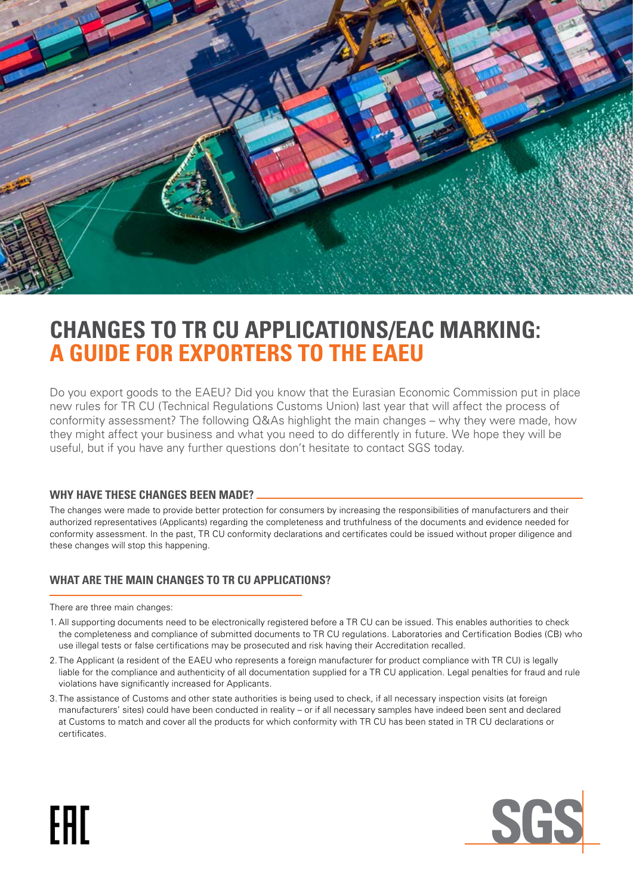# CHANGES TO TR CU APPLICATIONS/EAC MARKING: A GUIDE FOR EXPORTERS TO THE EAEU

Do you export goods to the EAEU? Did you know that the Eurasian Economic Commission put in place new rules for TR CU (Technical Regulations Customs Union) last year that will affect the process of conformity assessment? The following Q&As highlight the main changes – why they were made, how they might affect your business and what you need to do differently in future. We hope they will be useful, but if you have any further questions don't hesitate to contact SGS today.

## WHY HAVE THESE CHANGES BEEN MADE?

The changes were made to provide better protection for consumers by increasing the responsibilities of manufacturers and their authorized representatives (Applicants) regarding the completeness and truthfulness of the documents and evidence needed for conformity assessment. In the past, TR CU conformity declarations and certificates could be issued without proper diligence and these changes will stop this happening.

## WHAT ARE THE MAIN CHANGES TO TR CU APPLICATIONS?

There are three main changes:

1. All supporting documents need to be electronically registered before a TR CU can be issued. This enables authorities to check the completeness and compliance of submitted documents to TR CU regulations. Laboratories and Certification Bodies (CB) who use illegal tests or false certifications may be prosecuted and risk having their Accreditation recalled.
2. The Applicant (a resident of the EAEU who represents a foreign manufacturer for product compliance with TR CU) is legally liable for the compliance and authenticity of all documentation supplied for a TR CU application. Legal penalties for fraud and rule violations have significantly increased for Applicants.
3. The assistance of Customs and other state authorities is being used to check, if all necessary inspection visits (at foreign manufacturers' sites) could have been conducted in reality – or if all necessary samples have indeed been sent and declared at Customs to match and cover all the products for which conformity with TR CU has been stated in TR CU declarations or certificates.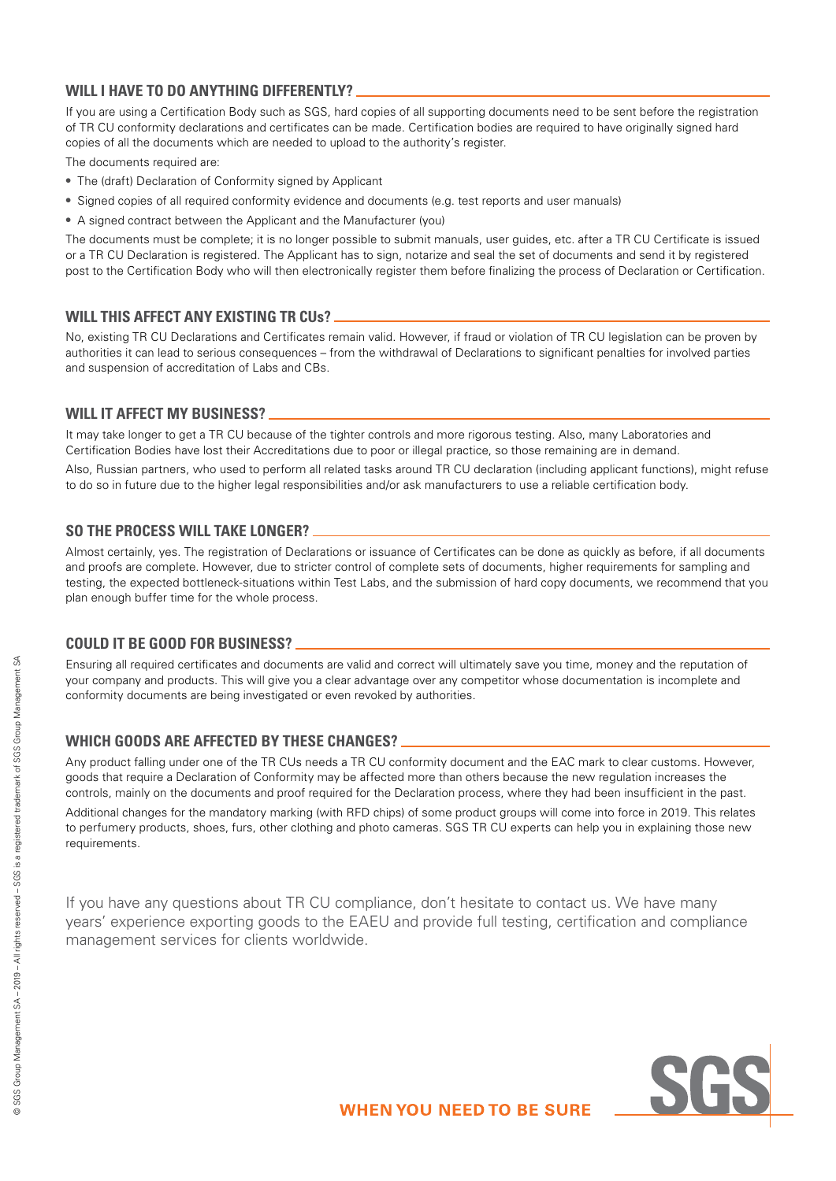## WILL I HAVE TO DO ANYTHING DIFFERENTLY?

If you are using a Certification Body such as SGS, hard copies of all supporting documents need to be sent before the registration of TR CU conformity declarations and certificates can be made. Certification bodies are required to have originally signed hard copies of all the documents which are needed to upload to the authority's register.

The documents required are:

- The (draft) Declaration of Conformity signed by Applicant
- Signed copies of all required conformity evidence and documents (e.g. test reports and user manuals)
- A signed contract between the Applicant and the Manufacturer (you)

The documents must be complete; it is no longer possible to submit manuals, user guides, etc. after a TR CU Certificate is issued or a TR CU Declaration is registered. The Applicant has to sign, notarize and seal the set of documents and send it by registered post to the Certification Body who will then electronically register them before finalizing the process of Declaration or Certification.

## WILL THIS AFFECT ANY EXISTING TR CUs?

No, existing TR CU Declarations and Certificates remain valid. However, if fraud or violation of TR CU legislation can be proven by authorities it can lead to serious consequences – from the withdrawal of Declarations to significant penalties for involved parties and suspension of accreditation of Labs and CBs.

## WILL IT AFFECT MY BUSINESS?

It may take longer to get a TR CU because of the tighter controls and more rigorous testing. Also, many Laboratories and Certification Bodies have lost their Accreditations due to poor or illegal practice, so those remaining are in demand.

Also, Russian partners, who used to perform all related tasks around TR CU declaration (including applicant functions), might refuse to do so in future due to the higher legal responsibilities and/or ask manufacturers to use a reliable certification body.

## SO THE PROCESS WILL TAKE LONGER?

Almost certainly, yes. The registration of Declarations or issuance of Certificates can be done as quickly as before, if all documents and proofs are complete. However, due to stricter control of complete sets of documents, higher requirements for sampling and testing, the expected bottleneck-situations within Test Labs, and the submission of hard copy documents, we recommend that you plan enough buffer time for the whole process.

## COULD IT BE GOOD FOR BUSINESS?

Ensuring all required certificates and documents are valid and correct will ultimately save you time, money and the reputation of your company and products. This will give you a clear advantage over any competitor whose documentation is incomplete and conformity documents are being investigated or even revoked by authorities.

## WHICH GOODS ARE AFFECTED BY THESE CHANGES?

Any product falling under one of the TR CUs needs a TR CU conformity document and the EAC mark to clear customs. However, goods that require a Declaration of Conformity may be affected more than others because the new regulation increases the controls, mainly on the documents and proof required for the Declaration process, where they had been insufficient in the past.

Additional changes for the mandatory marking (with RFD chips) of some product groups will come into force in 2019. This relates to perfumery products, shoes, furs, other clothing and photo cameras. SGS TR CU experts can help you in explaining those new requirements.

If you have any questions about TR CU compliance, don't hesitate to contact us. We have many years' experience exporting goods to the EAEU and provide full testing, certification and compliance management services for clients worldwide.

**WHEN YOU NEED TO BE SURE**

SGS

© SGS Group Management SA – 2019 – All rights reserved – SGS is a registered trademark of SGS Group Management SA